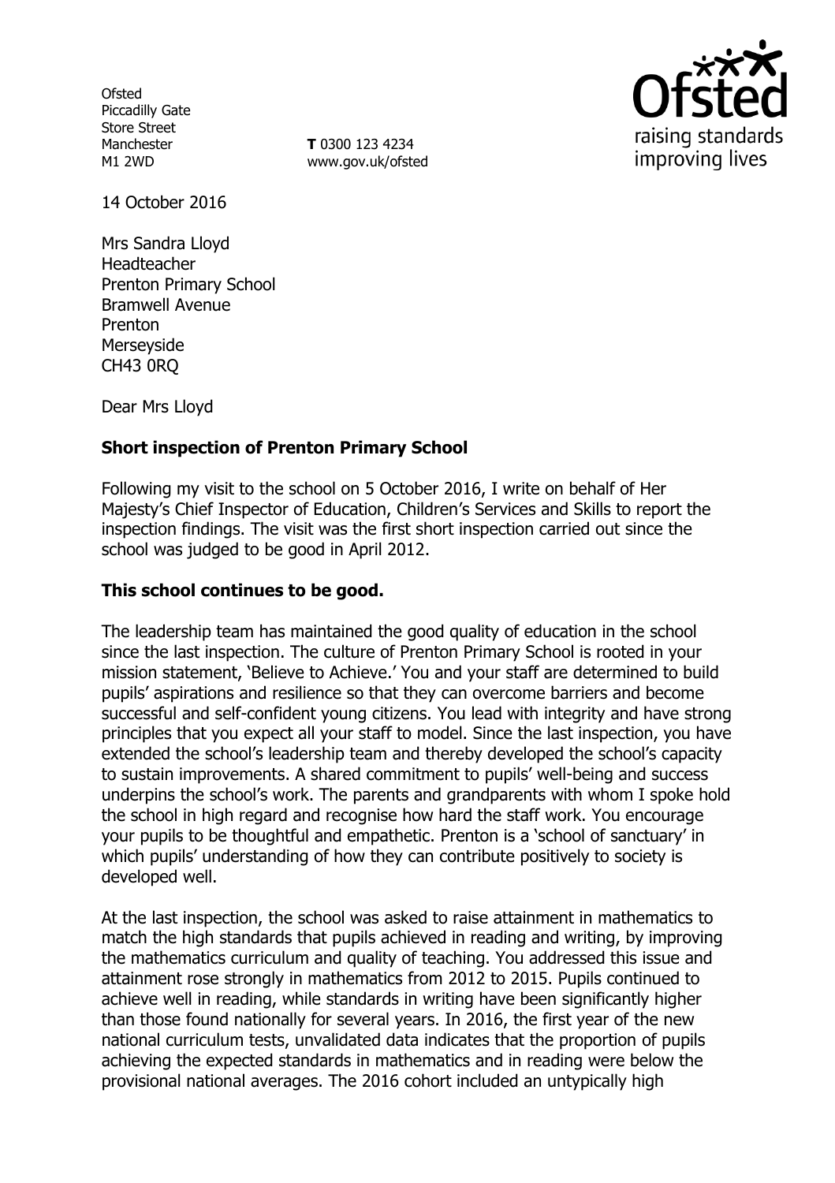Ofsted
Piccadilly Gate
Store Street
Manchester
M1 2WD

**T** 0300 123 4234
www.gov.uk/ofsted

14 October 2016

Mrs Sandra Lloyd
Headteacher
Prenton Primary School
Bramwell Avenue
Prenton
Merseyside
CH43 0RQ

Dear Mrs Lloyd

**Short inspection of Prenton Primary School**

Following my visit to the school on 5 October 2016, I write on behalf of Her Majesty's Chief Inspector of Education, Children's Services and Skills to report the inspection findings. The visit was the first short inspection carried out since the school was judged to be good in April 2012.

**This school continues to be good.**

The leadership team has maintained the good quality of education in the school since the last inspection. The culture of Prenton Primary School is rooted in your mission statement, 'Believe to Achieve.' You and your staff are determined to build pupils' aspirations and resilience so that they can overcome barriers and become successful and self-confident young citizens. You lead with integrity and have strong principles that you expect all your staff to model. Since the last inspection, you have extended the school's leadership team and thereby developed the school's capacity to sustain improvements. A shared commitment to pupils' well-being and success underpins the school's work. The parents and grandparents with whom I spoke hold the school in high regard and recognise how hard the staff work. You encourage your pupils to be thoughtful and empathetic. Prenton is a 'school of sanctuary' in which pupils' understanding of how they can contribute positively to society is developed well.

At the last inspection, the school was asked to raise attainment in mathematics to match the high standards that pupils achieved in reading and writing, by improving the mathematics curriculum and quality of teaching. You addressed this issue and attainment rose strongly in mathematics from 2012 to 2015. Pupils continued to achieve well in reading, while standards in writing have been significantly higher than those found nationally for several years. In 2016, the first year of the new national curriculum tests, unvalidated data indicates that the proportion of pupils achieving the expected standards in mathematics and in reading were below the provisional national averages. The 2016 cohort included an untypically high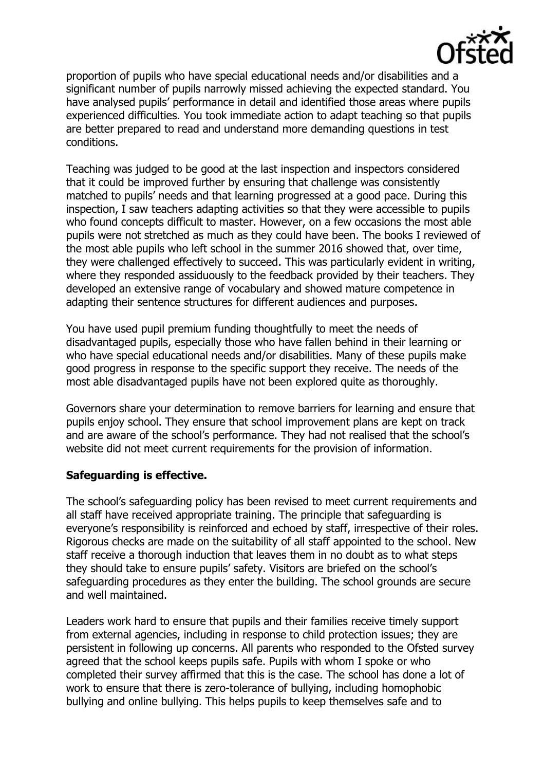proportion of pupils who have special educational needs and/or disabilities and a significant number of pupils narrowly missed achieving the expected standard. You have analysed pupils' performance in detail and identified those areas where pupils experienced difficulties. You took immediate action to adapt teaching so that pupils are better prepared to read and understand more demanding questions in test conditions.

Teaching was judged to be good at the last inspection and inspectors considered that it could be improved further by ensuring that challenge was consistently matched to pupils' needs and that learning progressed at a good pace. During this inspection, I saw teachers adapting activities so that they were accessible to pupils who found concepts difficult to master. However, on a few occasions the most able pupils were not stretched as much as they could have been. The books I reviewed of the most able pupils who left school in the summer 2016 showed that, over time, they were challenged effectively to succeed. This was particularly evident in writing, where they responded assiduously to the feedback provided by their teachers. They developed an extensive range of vocabulary and showed mature competence in adapting their sentence structures for different audiences and purposes.

You have used pupil premium funding thoughtfully to meet the needs of disadvantaged pupils, especially those who have fallen behind in their learning or who have special educational needs and/or disabilities. Many of these pupils make good progress in response to the specific support they receive. The needs of the most able disadvantaged pupils have not been explored quite as thoroughly.

Governors share your determination to remove barriers for learning and ensure that pupils enjoy school. They ensure that school improvement plans are kept on track and are aware of the school's performance. They had not realised that the school's website did not meet current requirements for the provision of information.

**Safeguarding is effective.**

The school's safeguarding policy has been revised to meet current requirements and all staff have received appropriate training. The principle that safeguarding is everyone's responsibility is reinforced and echoed by staff, irrespective of their roles. Rigorous checks are made on the suitability of all staff appointed to the school. New staff receive a thorough induction that leaves them in no doubt as to what steps they should take to ensure pupils' safety. Visitors are briefed on the school's safeguarding procedures as they enter the building. The school grounds are secure and well maintained.

Leaders work hard to ensure that pupils and their families receive timely support from external agencies, including in response to child protection issues; they are persistent in following up concerns. All parents who responded to the Ofsted survey agreed that the school keeps pupils safe. Pupils with whom I spoke or who completed their survey affirmed that this is the case. The school has done a lot of work to ensure that there is zero-tolerance of bullying, including homophobic bullying and online bullying. This helps pupils to keep themselves safe and to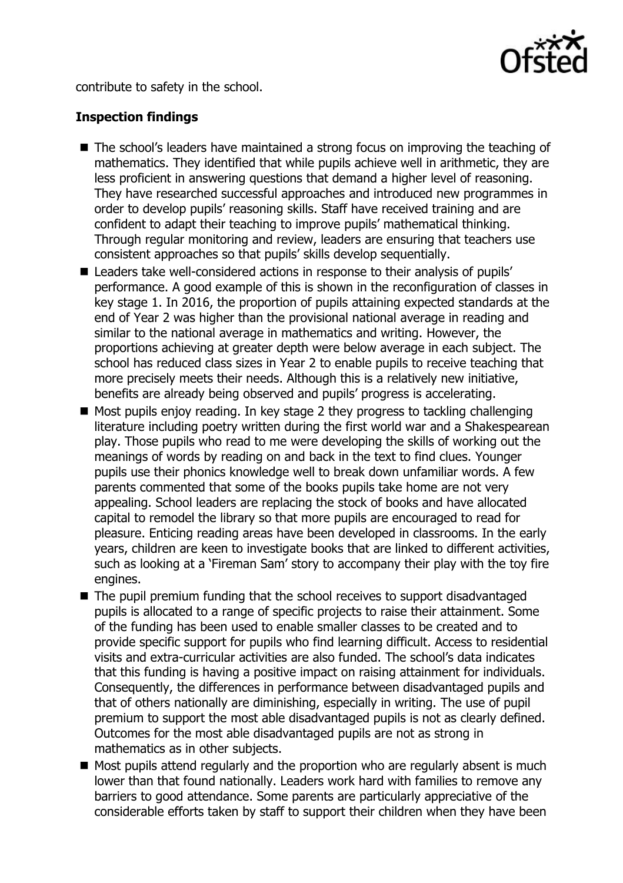contribute to safety in the school.

**Inspection findings**

- The school's leaders have maintained a strong focus on improving the teaching of mathematics. They identified that while pupils achieve well in arithmetic, they are less proficient in answering questions that demand a higher level of reasoning. They have researched successful approaches and introduced new programmes in order to develop pupils' reasoning skills. Staff have received training and are confident to adapt their teaching to improve pupils' mathematical thinking. Through regular monitoring and review, leaders are ensuring that teachers use consistent approaches so that pupils' skills develop sequentially.
- Leaders take well-considered actions in response to their analysis of pupils' performance. A good example of this is shown in the reconfiguration of classes in key stage 1. In 2016, the proportion of pupils attaining expected standards at the end of Year 2 was higher than the provisional national average in reading and similar to the national average in mathematics and writing. However, the proportions achieving at greater depth were below average in each subject. The school has reduced class sizes in Year 2 to enable pupils to receive teaching that more precisely meets their needs. Although this is a relatively new initiative, benefits are already being observed and pupils' progress is accelerating.
- Most pupils enjoy reading. In key stage 2 they progress to tackling challenging literature including poetry written during the first world war and a Shakespearean play. Those pupils who read to me were developing the skills of working out the meanings of words by reading on and back in the text to find clues. Younger pupils use their phonics knowledge well to break down unfamiliar words. A few parents commented that some of the books pupils take home are not very appealing. School leaders are replacing the stock of books and have allocated capital to remodel the library so that more pupils are encouraged to read for pleasure. Enticing reading areas have been developed in classrooms. In the early years, children are keen to investigate books that are linked to different activities, such as looking at a 'Fireman Sam' story to accompany their play with the toy fire engines.
- The pupil premium funding that the school receives to support disadvantaged pupils is allocated to a range of specific projects to raise their attainment. Some of the funding has been used to enable smaller classes to be created and to provide specific support for pupils who find learning difficult. Access to residential visits and extra-curricular activities are also funded. The school's data indicates that this funding is having a positive impact on raising attainment for individuals. Consequently, the differences in performance between disadvantaged pupils and that of others nationally are diminishing, especially in writing. The use of pupil premium to support the most able disadvantaged pupils is not as clearly defined. Outcomes for the most able disadvantaged pupils are not as strong in mathematics as in other subjects.
- Most pupils attend regularly and the proportion who are regularly absent is much lower than that found nationally. Leaders work hard with families to remove any barriers to good attendance. Some parents are particularly appreciative of the considerable efforts taken by staff to support their children when they have been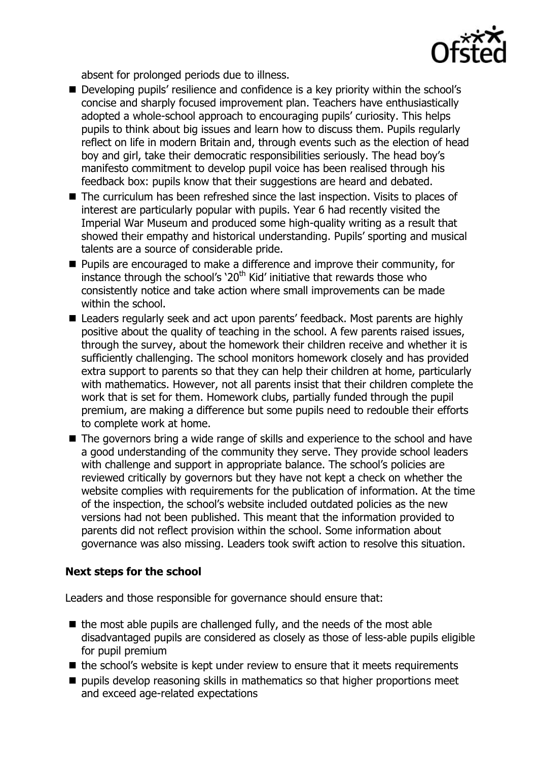absent for prolonged periods due to illness.

- Developing pupils' resilience and confidence is a key priority within the school's concise and sharply focused improvement plan. Teachers have enthusiastically adopted a whole-school approach to encouraging pupils' curiosity. This helps pupils to think about big issues and learn how to discuss them. Pupils regularly reflect on life in modern Britain and, through events such as the election of head boy and girl, take their democratic responsibilities seriously. The head boy's manifesto commitment to develop pupil voice has been realised through his feedback box: pupils know that their suggestions are heard and debated.
- The curriculum has been refreshed since the last inspection. Visits to places of interest are particularly popular with pupils. Year 6 had recently visited the Imperial War Museum and produced some high-quality writing as a result that showed their empathy and historical understanding. Pupils' sporting and musical talents are a source of considerable pride.
- Pupils are encouraged to make a difference and improve their community, for instance through the school's '20th Kid' initiative that rewards those who consistently notice and take action where small improvements can be made within the school.
- Leaders regularly seek and act upon parents' feedback. Most parents are highly positive about the quality of teaching in the school. A few parents raised issues, through the survey, about the homework their children receive and whether it is sufficiently challenging. The school monitors homework closely and has provided extra support to parents so that they can help their children at home, particularly with mathematics. However, not all parents insist that their children complete the work that is set for them. Homework clubs, partially funded through the pupil premium, are making a difference but some pupils need to redouble their efforts to complete work at home.
- The governors bring a wide range of skills and experience to the school and have a good understanding of the community they serve. They provide school leaders with challenge and support in appropriate balance. The school's policies are reviewed critically by governors but they have not kept a check on whether the website complies with requirements for the publication of information. At the time of the inspection, the school's website included outdated policies as the new versions had not been published. This meant that the information provided to parents did not reflect provision within the school. Some information about governance was also missing. Leaders took swift action to resolve this situation.

## Next steps for the school

Leaders and those responsible for governance should ensure that:

- the most able pupils are challenged fully, and the needs of the most able disadvantaged pupils are considered as closely as those of less-able pupils eligible for pupil premium
- the school's website is kept under review to ensure that it meets requirements
- pupils develop reasoning skills in mathematics so that higher proportions meet and exceed age-related expectations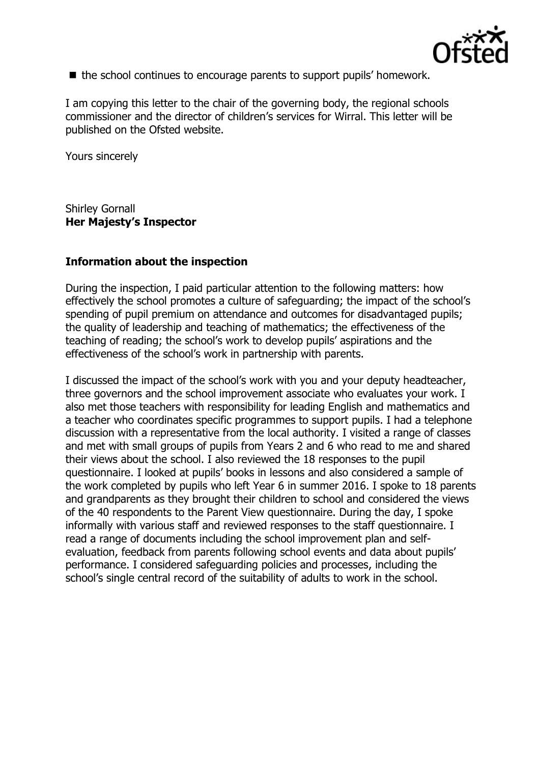- the school continues to encourage parents to support pupils' homework.

I am copying this letter to the chair of the governing body, the regional schools commissioner and the director of children's services for Wirral. This letter will be published on the Ofsted website.

Yours sincerely

Shirley Gornall
**Her Majesty's Inspector**

## Information about the inspection

During the inspection, I paid particular attention to the following matters: how effectively the school promotes a culture of safeguarding; the impact of the school's spending of pupil premium on attendance and outcomes for disadvantaged pupils; the quality of leadership and teaching of mathematics; the effectiveness of the teaching of reading; the school's work to develop pupils' aspirations and the effectiveness of the school's work in partnership with parents.

I discussed the impact of the school's work with you and your deputy headteacher, three governors and the school improvement associate who evaluates your work. I also met those teachers with responsibility for leading English and mathematics and a teacher who coordinates specific programmes to support pupils. I had a telephone discussion with a representative from the local authority. I visited a range of classes and met with small groups of pupils from Years 2 and 6 who read to me and shared their views about the school. I also reviewed the 18 responses to the pupil questionnaire. I looked at pupils' books in lessons and also considered a sample of the work completed by pupils who left Year 6 in summer 2016. I spoke to 18 parents and grandparents as they brought their children to school and considered the views of the 40 respondents to the Parent View questionnaire. During the day, I spoke informally with various staff and reviewed responses to the staff questionnaire. I read a range of documents including the school improvement plan and self-evaluation, feedback from parents following school events and data about pupils' performance. I considered safeguarding policies and processes, including the school's single central record of the suitability of adults to work in the school.